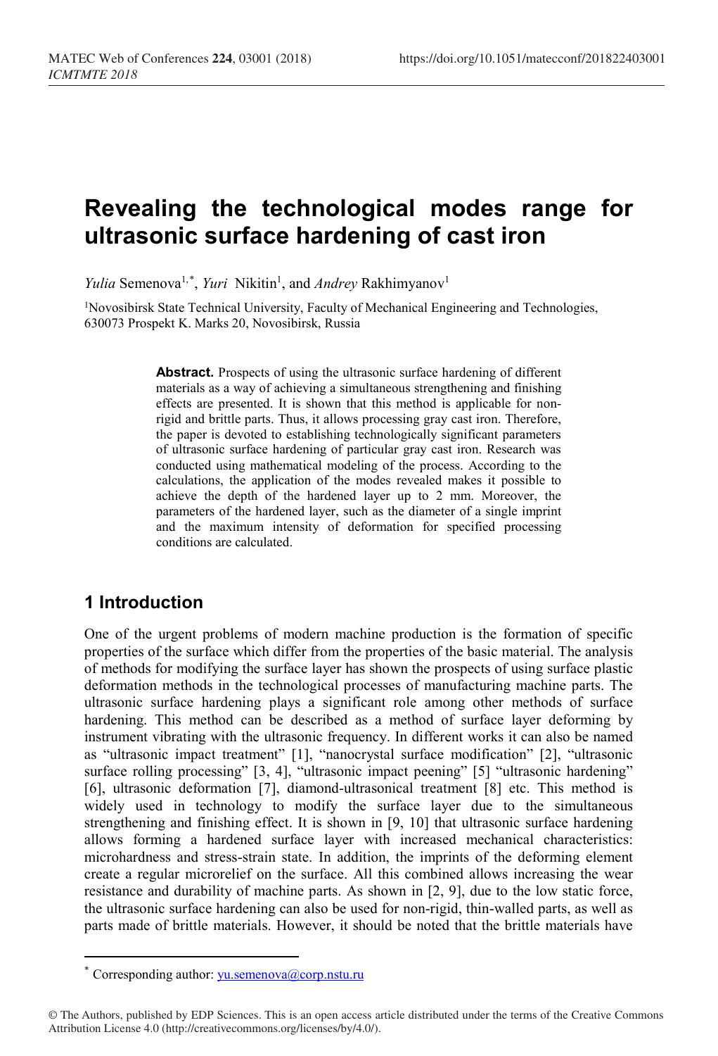# Revealing the technological modes range for ultrasonic surface hardening of cast iron

*Yulia* Semenova[1,*], *Yuri* Nikitin[1], and *Andrey* Rakhimyanov[1]

[1]Novosibirsk State Technical University, Faculty of Mechanical Engineering and Technologies, 630073 Prospekt K. Marks 20, Novosibirsk, Russia

**Abstract.** Prospects of using the ultrasonic surface hardening of different materials as a way of achieving a simultaneous strengthening and finishing effects are presented. It is shown that this method is applicable for non-rigid and brittle parts. Thus, it allows processing gray cast iron. Therefore, the paper is devoted to establishing technologically significant parameters of ultrasonic surface hardening of particular gray cast iron. Research was conducted using mathematical modeling of the process. According to the calculations, the application of the modes revealed makes it possible to achieve the depth of the hardened layer up to 2 mm. Moreover, the parameters of the hardened layer, such as the diameter of a single imprint and the maximum intensity of deformation for specified processing conditions are calculated.

## 1 Introduction

One of the urgent problems of modern machine production is the formation of specific properties of the surface which differ from the properties of the basic material. The analysis of methods for modifying the surface layer has shown the prospects of using surface plastic deformation methods in the technological processes of manufacturing machine parts. The ultrasonic surface hardening plays a significant role among other methods of surface hardening. This method can be described as a method of surface layer deforming by instrument vibrating with the ultrasonic frequency. In different works it can also be named as "ultrasonic impact treatment" [1], "nanocrystal surface modification" [2], "ultrasonic surface rolling processing" [3, 4], "ultrasonic impact peening" [5] "ultrasonic hardening" [6], ultrasonic deformation [7], diamond-ultrasonical treatment [8] etc. This method is widely used in technology to modify the surface layer due to the simultaneous strengthening and finishing effect. It is shown in [9, 10] that ultrasonic surface hardening allows forming a hardened surface layer with increased mechanical characteristics: microhardness and stress-strain state. In addition, the imprints of the deforming element create a regular microrelief on the surface. All this combined allows increasing the wear resistance and durability of machine parts. As shown in [2, 9], due to the low static force, the ultrasonic surface hardening can also be used for non-rigid, thin-walled parts, as well as parts made of brittle materials. However, it should be noted that the brittle materials have

---

[*] Corresponding author: yu.semenova@corp.nstu.ru

© The Authors, published by EDP Sciences. This is an open access article distributed under the terms of the Creative Commons Attribution License 4.0 (http://creativecommons.org/licenses/by/4.0/).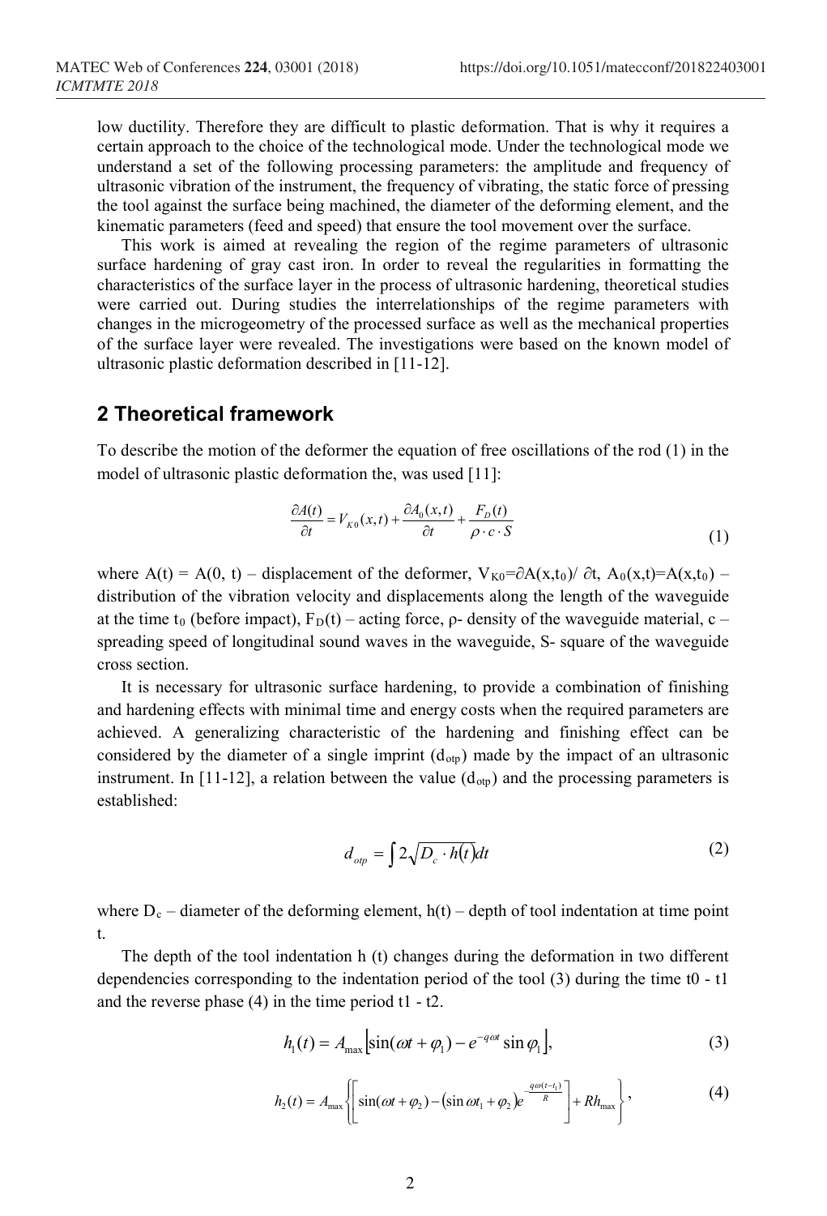low ductility. Therefore they are difficult to plastic deformation. That is why it requires a certain approach to the choice of the technological mode. Under the technological mode we understand a set of the following processing parameters: the amplitude and frequency of ultrasonic vibration of the instrument, the frequency of vibrating, the static force of pressing the tool against the surface being machined, the diameter of the deforming element, and the kinematic parameters (feed and speed) that ensure the tool movement over the surface.

This work is aimed at revealing the region of the regime parameters of ultrasonic surface hardening of gray cast iron. In order to reveal the regularities in formatting the characteristics of the surface layer in the process of ultrasonic hardening, theoretical studies were carried out. During studies the interrelationships of the regime parameters with changes in the microgeometry of the processed surface as well as the mechanical properties of the surface layer were revealed. The investigations were based on the known model of ultrasonic plastic deformation described in [11-12].

## 2 Theoretical framework

To describe the motion of the deformer the equation of free oscillations of the rod (1) in the model of ultrasonic plastic deformation the, was used [11]:

$$\frac{\partial A(t)}{\partial t} = V_{K0}(x,t) + \frac{\partial A_0(x,t)}{\partial t} + \frac{F_D(t)}{\rho \cdot c \cdot S} \tag{1}$$

where $A(t) = A(0, t)$ – displacement of the deformer, $V_{K0}=\partial A(x,t_0)/\partial t$, $A_0(x,t)=A(x,t_0)$ – distribution of the vibration velocity and displacements along the length of the waveguide at the time $t_0$ (before impact), $F_D(t)$ – acting force, ρ- density of the waveguide material, c – spreading speed of longitudinal sound waves in the waveguide, S- square of the waveguide cross section.

It is necessary for ultrasonic surface hardening, to provide a combination of finishing and hardening effects with minimal time and energy costs when the required parameters are achieved. A generalizing characteristic of the hardening and finishing effect can be considered by the diameter of a single imprint ($d_{otp}$) made by the impact of an ultrasonic instrument. In [11-12], a relation between the value ($d_{otp}$) and the processing parameters is established:

$$d_{otp} = \int 2\sqrt{D_c \cdot h(t)}dt \tag{2}$$

where $D_c$ – diameter of the deforming element, h(t) – depth of tool indentation at time point t.

The depth of the tool indentation h (t) changes during the deformation in two different dependencies corresponding to the indentation period of the tool (3) during the time t0 - t1 and the reverse phase (4) in the time period t1 - t2.

$$h_1(t) = A_{\max}\left[\sin(\omega t + \varphi_1) - e^{-q\omega t}\sin\varphi_1\right], \tag{3}$$

$$h_2(t) = A_{\max}\left\{\left[\sin(\omega t + \varphi_2) - (\sin\omega t_1 + \varphi_2)e^{-\frac{q\omega(t-t_1)}{R}}\right] + Rh_{\max}\right\}, \tag{4}$$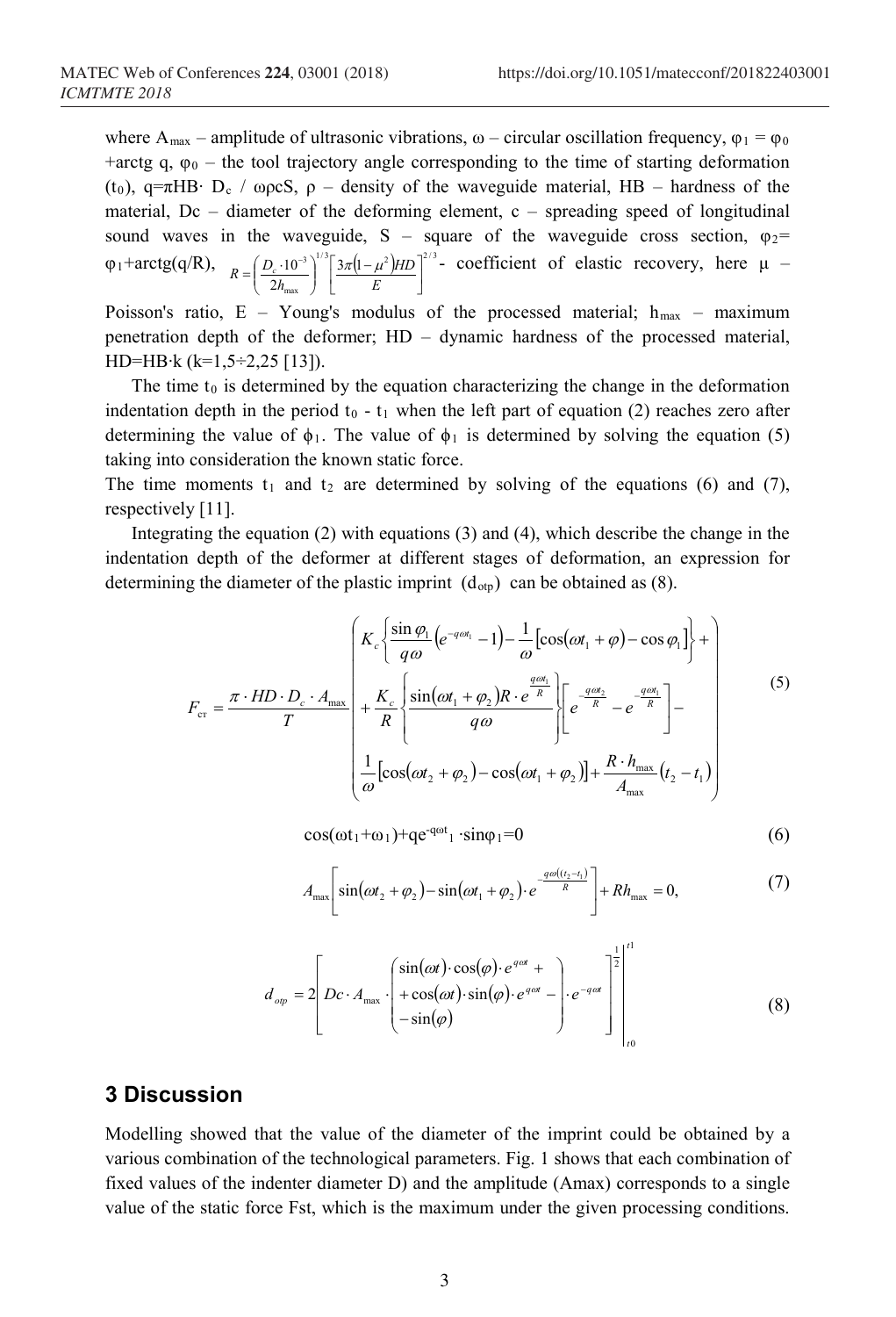where $A_{max}$ – amplitude of ultrasonic vibrations, $\omega$ – circular oscillation frequency, $\varphi_1 = \varphi_0$ +arctg q, $\varphi_0$ – the tool trajectory angle corresponding to the time of starting deformation ($t_0$), $q=\pi HB\cdot D_c / \omega\rho cS$, $\rho$ – density of the waveguide material, HB – hardness of the material, Dc – diameter of the deforming element, c – spreading speed of longitudinal sound waves in the waveguide, S – square of the waveguide cross section, $\varphi_2 = \varphi_1$+arctg(q/R), $R = \left(\frac{D_c \cdot 10^{-3}}{2h_{max}}\right)^{1/3}\left[\frac{3\pi(1-\mu^2)HD}{E}\right]^{2/3}$ - coefficient of elastic recovery, here $\mu$ – Poisson's ratio, E – Young's modulus of the processed material; $h_{max}$ – maximum penetration depth of the deformer; HD – dynamic hardness of the processed material, HD=HB·k (k=1,5÷2,25 [13]).

The time $t_0$ is determined by the equation characterizing the change in the deformation indentation depth in the period $t_0$ - $t_1$ when the left part of equation (2) reaches zero after determining the value of $\phi_1$. The value of $\phi_1$ is determined by solving the equation (5) taking into consideration the known static force.

The time moments $t_1$ and $t_2$ are determined by solving of the equations (6) and (7), respectively [11].

Integrating the equation (2) with equations (3) and (4), which describe the change in the indentation depth of the deformer at different stages of deformation, an expression for determining the diameter of the plastic imprint ($d_{otp}$) can be obtained as (8).

$$F_{\text{ст}} = \frac{\pi \cdot HD \cdot D_c \cdot A_{max}}{T}\left( \begin{aligned} & K_c\left\{\frac{\sin\varphi_1}{q\omega}\left(e^{-q\omega t_1}-1\right)-\frac{1}{\omega}\left[\cos(\omega t_1+\varphi)-\cos\varphi_1\right]\right\}+ \\ & +\frac{K_c}{R}\left\{\frac{\sin(\omega t_1+\varphi_2)R\cdot e^{\frac{q\omega t_1}{R}}}{q\omega}\right\}\left[e^{-\frac{q\omega t_2}{R}}-e^{-\frac{q\omega t_1}{R}}\right]- \\ & \frac{1}{\omega}\left[\cos(\omega t_2+\varphi_2)-\cos(\omega t_1+\varphi_2)\right]+\frac{R\cdot h_{max}}{A_{max}}(t_2-t_1) \end{aligned} \right) \tag{5}$$

$$\cos(\omega t_1+\omega_1)+qe^{-q\omega t_1}\cdot\sin\varphi_1=0 \tag{6}$$

$$A_{max}\left[\sin(\omega t_2+\varphi_2)-\sin(\omega t_1+\varphi_2)\cdot e^{-\frac{q\omega((t_2-t_1)}{R}}\right]+Rh_{max}=0, \tag{7}$$

$$d_{otp} = 2\left[Dc\cdot A_{max}\cdot\begin{pmatrix}\sin(\omega t)\cdot\cos(\varphi)\cdot e^{q\omega t}+ \\ +\cos(\omega t)\cdot\sin(\varphi)\cdot e^{q\omega t}- \\ -\sin(\varphi)\end{pmatrix}\cdot e^{-q\omega t}\right]^{\frac{1}{2}}\Bigg|_{t0}^{t1} \tag{8}$$

## 3 Discussion

Modelling showed that the value of the diameter of the imprint could be obtained by a various combination of the technological parameters. Fig. 1 shows that each combination of fixed values of the indenter diameter D) and the amplitude (Amax) corresponds to a single value of the static force Fst, which is the maximum under the given processing conditions.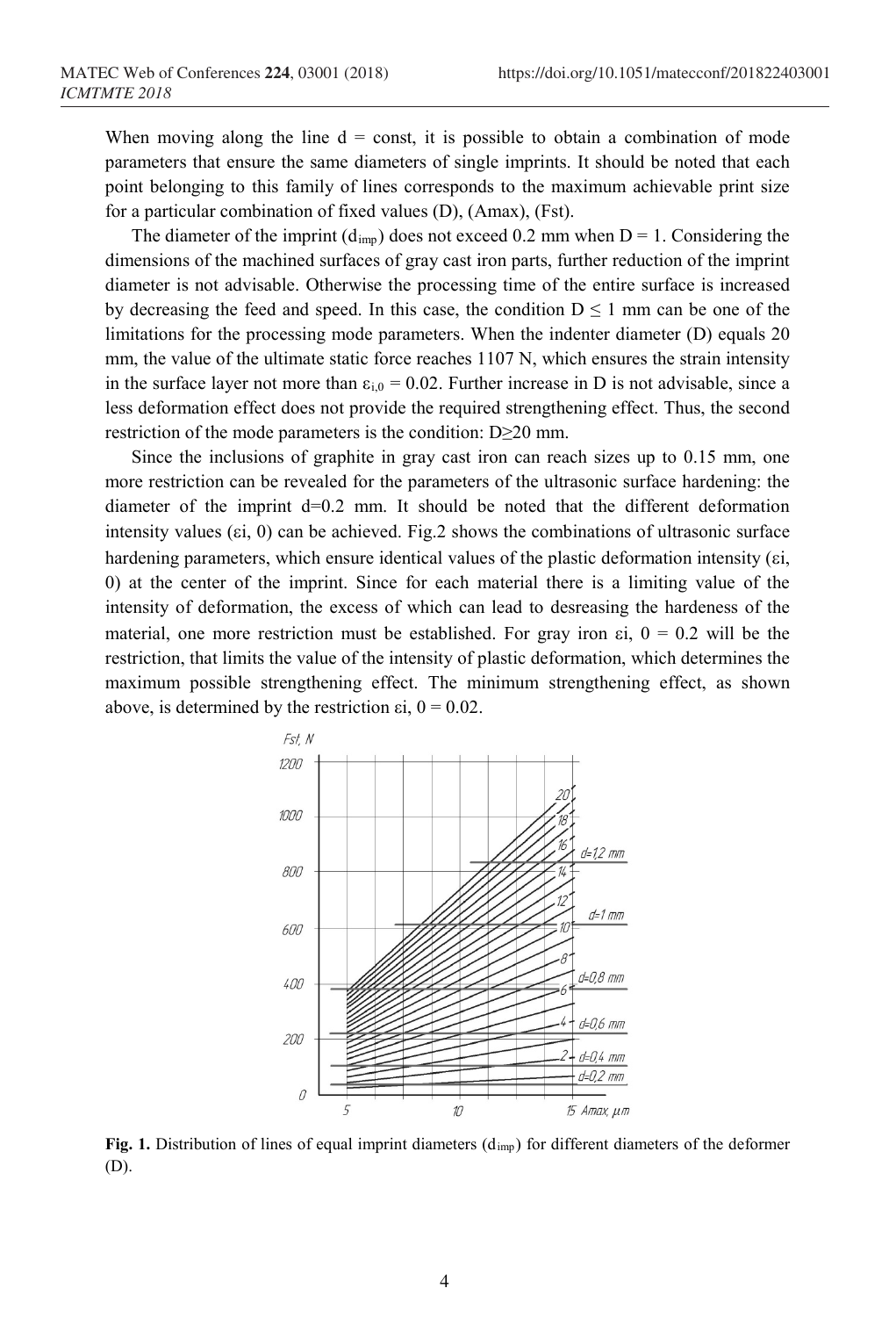When moving along the line d = const, it is possible to obtain a combination of mode parameters that ensure the same diameters of single imprints. It should be noted that each point belonging to this family of lines corresponds to the maximum achievable print size for a particular combination of fixed values (D), (Amax), (Fst).

The diameter of the imprint ($d_{imp}$) does not exceed 0.2 mm when D = 1. Considering the dimensions of the machined surfaces of gray cast iron parts, further reduction of the imprint diameter is not advisable. Otherwise the processing time of the entire surface is increased by decreasing the feed and speed. In this case, the condition $D \leq 1$ mm can be one of the limitations for the processing mode parameters. When the indenter diameter (D) equals 20 mm, the value of the ultimate static force reaches 1107 N, which ensures the strain intensity in the surface layer not more than $\varepsilon_{i,0} = 0.02$. Further increase in D is not advisable, since a less deformation effect does not provide the required strengthening effect. Thus, the second restriction of the mode parameters is the condition: D≥20 mm.

Since the inclusions of graphite in gray cast iron can reach sizes up to 0.15 mm, one more restriction can be revealed for the parameters of the ultrasonic surface hardening: the diameter of the imprint d=0.2 mm. It should be noted that the different deformation intensity values (εi, 0) can be achieved. Fig.2 shows the combinations of ultrasonic surface hardening parameters, which ensure identical values of the plastic deformation intensity (εi, 0) at the center of the imprint. Since for each material there is a limiting value of the intensity of deformation, the excess of which can lead to desreasing the hardeness of the material, one more restriction must be established. For gray iron εi, 0 = 0.2 will be the restriction, that limits the value of the intensity of plastic deformation, which determines the maximum possible strengthening effect. The minimum strengthening effect, as shown above, is determined by the restriction εi, 0 = 0.02.

**Fig. 1.** Distribution of lines of equal imprint diameters ($d_{imp}$) for different diameters of the deformer (D).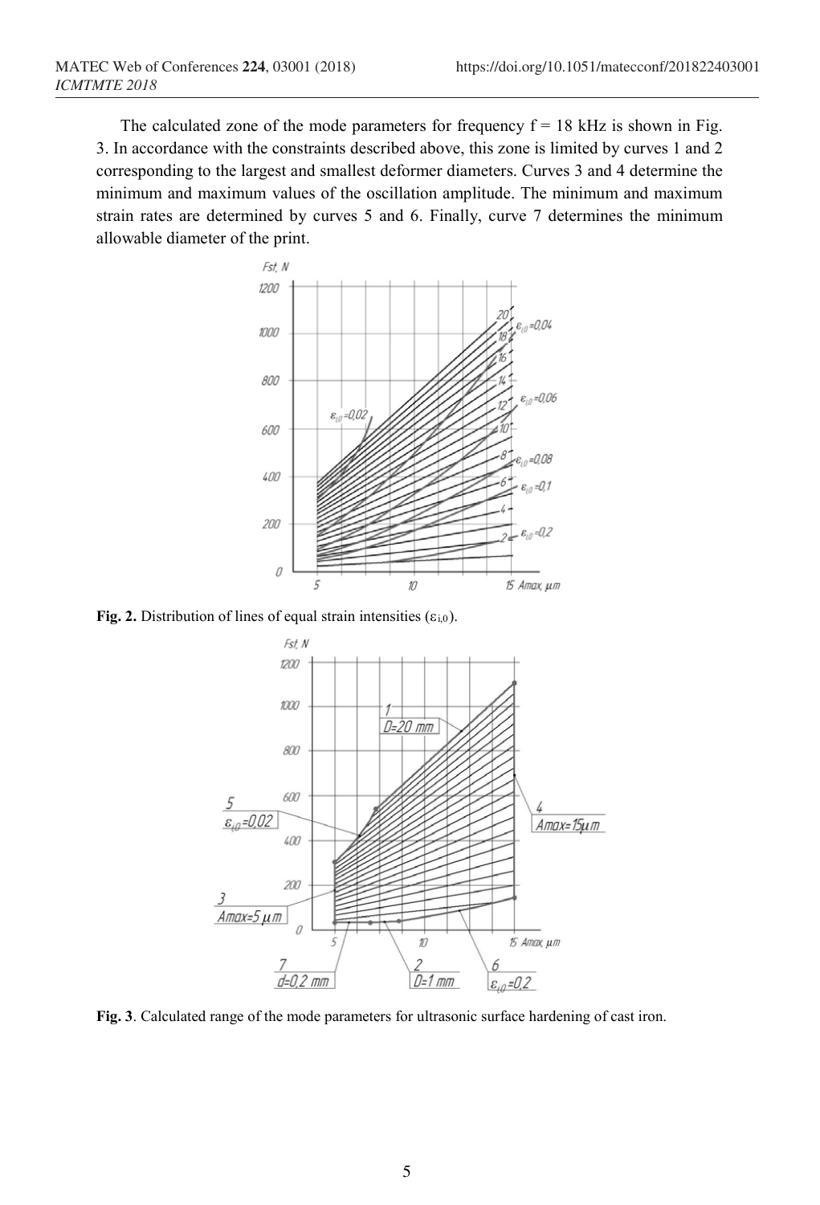The calculated zone of the mode parameters for frequency f = 18 kHz is shown in Fig. 3. In accordance with the constraints described above, this zone is limited by curves 1 and 2 corresponding to the largest and smallest deformer diameters. Curves 3 and 4 determine the minimum and maximum values of the oscillation amplitude. The minimum and maximum strain rates are determined by curves 5 and 6. Finally, curve 7 determines the minimum allowable diameter of the print.

**Fig. 2.** Distribution of lines of equal strain intensities ($\varepsilon_{i,0}$).

**Fig. 3**. Calculated range of the mode parameters for ultrasonic surface hardening of cast iron.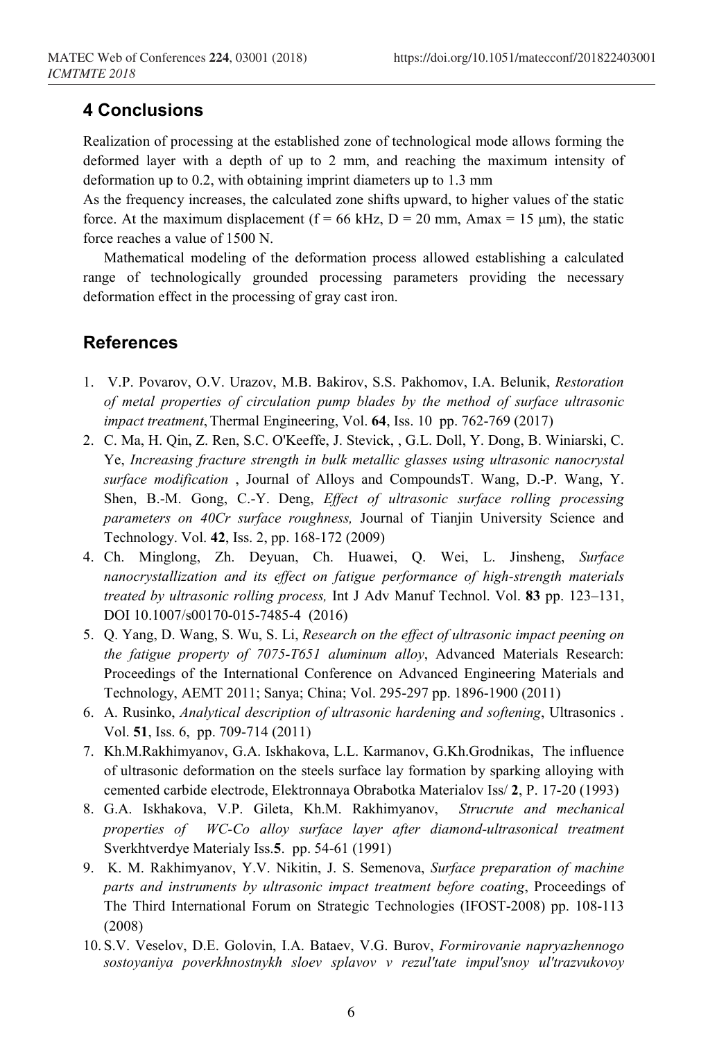## 4 Conclusions

Realization of processing at the established zone of technological mode allows forming the deformed layer with a depth of up to 2 mm, and reaching the maximum intensity of deformation up to 0.2, with obtaining imprint diameters up to 1.3 mm

As the frequency increases, the calculated zone shifts upward, to higher values of the static force. At the maximum displacement (f = 66 kHz, D = 20 mm, Amax = 15 μm), the static force reaches a value of 1500 N.

Mathematical modeling of the deformation process allowed establishing a calculated range of technologically grounded processing parameters providing the necessary deformation effect in the processing of gray cast iron.

## References

1. V.P. Povarov, O.V. Urazov, M.B. Bakirov, S.S. Pakhomov, I.A. Belunik, *Restoration of metal properties of circulation pump blades by the method of surface ultrasonic impact treatment*, Thermal Engineering, Vol. **64**, Iss. 10 pp. 762-769 (2017)
2. C. Ma, H. Qin, Z. Ren, S.C. O'Keeffe, J. Stevick, , G.L. Doll, Y. Dong, B. Winiarski, C. Ye, *Increasing fracture strength in bulk metallic glasses using ultrasonic nanocrystal surface modification* , Journal of Alloys and CompoundsT. Wang, D.-P. Wang, Y. Shen, B.-M. Gong, C.-Y. Deng, *Effect of ultrasonic surface rolling processing parameters on 40Cr surface roughness,* Journal of Tianjin University Science and Technology. Vol. **42**, Iss. 2, pp. 168-172 (2009)
4. Ch. Minglong, Zh. Deyuan, Ch. Huawei, Q. Wei, L. Jinsheng, *Surface nanocrystallization and its effect on fatigue performance of high-strength materials treated by ultrasonic rolling process,* Int J Adv Manuf Technol. Vol. **83** pp. 123–131, DOI 10.1007/s00170-015-7485-4 (2016)
5. Q. Yang, D. Wang, S. Wu, S. Li, *Research on the effect of ultrasonic impact peening on the fatigue property of 7075-T651 aluminum alloy*, Advanced Materials Research: Proceedings of the International Conference on Advanced Engineering Materials and Technology, AEMT 2011; Sanya; China; Vol. 295-297 pp. 1896-1900 (2011)
6. A. Rusinko, *Analytical description of ultrasonic hardening and softening*, Ultrasonics . Vol. **51**, Iss. 6, pp. 709-714 (2011)
7. Kh.M.Rakhimyanov, G.A. Iskhakova, L.L. Karmanov, G.Kh.Grodnikas, The influence of ultrasonic deformation on the steels surface lay formation by sparking alloying with cemented carbide electrode, Elektronnaya Obrabotka Materialov Iss/ **2**, P. 17-20 (1993)
8. G.A. Iskhakova, V.P. Gileta, Kh.M. Rakhimyanov, *Strucrute and mechanical properties of WC-Co alloy surface layer after diamond-ultrasonical treatment* Sverkhtverdye Materialy Iss.**5**. pp. 54-61 (1991)
9. K. M. Rakhimyanov, Y.V. Nikitin, J. S. Semenova, *Surface preparation of machine parts and instruments by ultrasonic impact treatment before coating*, Proceedings of The Third International Forum on Strategic Technologies (IFOST-2008) pp. 108-113 (2008)
10. S.V. Veselov, D.E. Golovin, I.A. Bataev, V.G. Burov, *Formirovanie napryazhennogo sostoyaniya poverkhnostnykh sloev splavov v rezul'tate impul'snoy ul'trazvukovoy*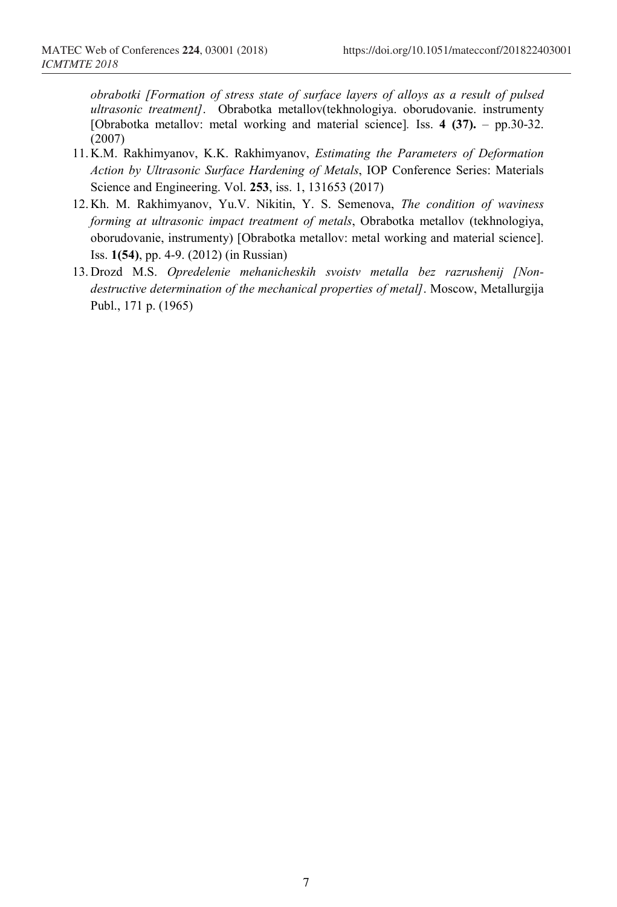*obrabotki [Formation of stress state of surface layers of alloys as a result of pulsed ultrasonic treatment]*. Obrabotka metallov(tekhnologiya. oborudovanie. instrumenty [Obrabotka metallov: metal working and material science]. Iss. **4 (37).** – pp.30-32. (2007)

11. K.M. Rakhimyanov, K.K. Rakhimyanov, *Estimating the Parameters of Deformation Action by Ultrasonic Surface Hardening of Metals*, IOP Conference Series: Materials Science and Engineering. Vol. **253**, iss. 1, 131653 (2017)
12. Kh. M. Rakhimyanov, Yu.V. Nikitin, Y. S. Semenova, *The condition of waviness forming at ultrasonic impact treatment of metals*, Obrabotka metallov (tekhnologiya, oborudovanie, instrumenty) [Obrabotka metallov: metal working and material science]. Iss. **1(54)**, pp. 4-9. (2012) (in Russian)
13. Drozd M.S. *Opredelenie mehanicheskih svoistv metalla bez razrushenij [Non-destructive determination of the mechanical properties of metal]*. Moscow, Metallurgija Publ., 171 p. (1965)